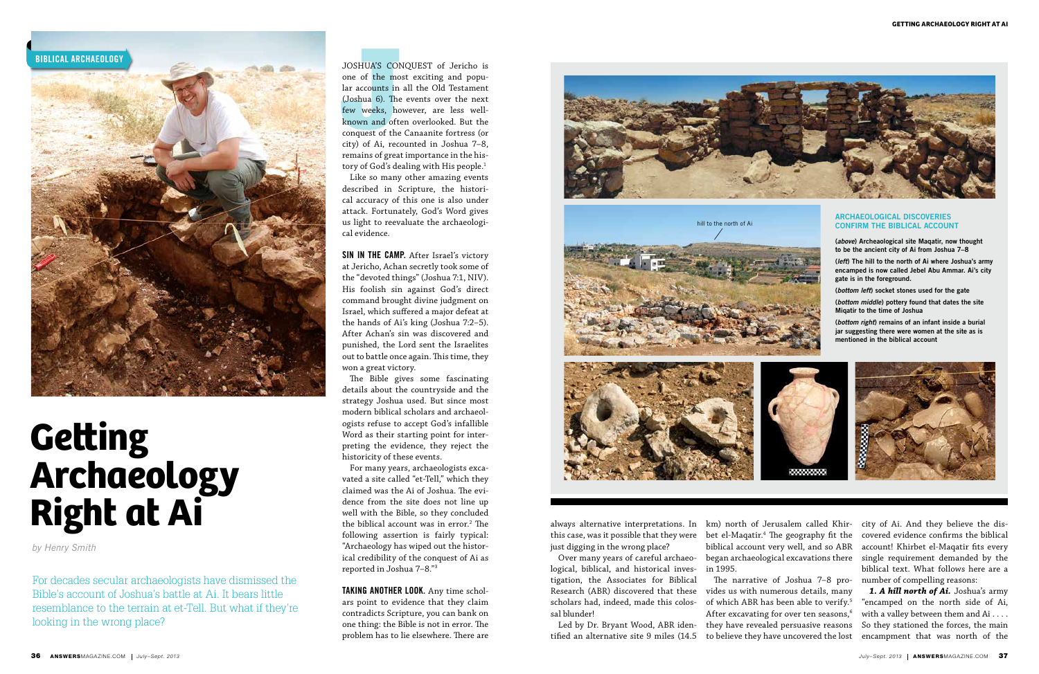BIBLICAL ARCHAEOLOGY

# Getting Archaeology Right at Ai

*by Henry Smith*

For decades secular archaeologists have dismissed the Bible's account of Joshua's battle at Ai. It bears little resemblance to the terrain at et-Tell. But what if they're looking in the wrong place?

JOSHUA'S CONQUEST of Jericho is one of the most exciting and popular accounts in all the Old Testament (Joshua 6). The events over the next few weeks, however, are less well-known and often overlooked. But the conquest of the Canaanite fortress (or city) of Ai, recounted in Joshua 7–8, remains of great importance in the history of God's dealing with His people.[1]

Like so many other amazing events described in Scripture, the historical accuracy of this one is also under attack. Fortunately, God's Word gives us light to reevaluate the archaeological evidence.

**SIN IN THE CAMP.** After Israel's victory at Jericho, Achan secretly took some of the "devoted things" (Joshua 7:1, NIV). His foolish sin against God's direct command brought divine judgment on Israel, which suffered a major defeat at the hands of Ai's king (Joshua 7:2–5). After Achan's sin was discovered and punished, the Lord sent the Israelites out to battle once again. This time, they won a great victory.

The Bible gives some fascinating details about the countryside and the strategy Joshua used. But since most modern biblical scholars and archaeologists refuse to accept God's infallible Word as their starting point for interpreting the evidence, they reject the historicity of these events.

For many years, archaeologists excavated a site called "et-Tell," which they claimed was the Ai of Joshua. The evidence from the site does not line up well with the Bible, so they concluded the biblical account was in error.[2] The following assertion is fairly typical: "Archaeology has wiped out the historical credibility of the conquest of Ai as reported in Joshua 7–8."[3]

**TAKING ANOTHER LOOK.** Any time scholars point to evidence that they claim contradicts Scripture, you can bank on one thing: the Bible is not in error. The problem has to lie elsewhere. There are always alternative interpretations. In this case, was it possible that they were just digging in the wrong place?

Over many years of careful archaeological, biblical, and historical investigation, the Associates for Biblical Research (ABR) discovered that these scholars had, indeed, made this colossal blunder!

Led by Dr. Bryant Wood, ABR identified an alternative site 9 miles (14.5 km) north of Jerusalem called Khirbet el-Maqatir.[4] The geography fit the biblical account very well, and so ABR began archaeological excavations there in 1995.

The narrative of Joshua 7–8 provides us with numerous details, many of which ABR has been able to verify.[5] After excavating for over ten seasons,[6] they have revealed persuasive reasons to believe they have uncovered the lost city of Ai. And they believe the discovered evidence confirms the biblical account! Khirbet el-Maqatir fits every single requirement demanded by the biblical text. What follows here are a number of compelling reasons:

***1. A hill north of Ai.*** Joshua's army "encamped on the north side of Ai, with a valley between them and Ai . . . . So they stationed the forces, the main encampment that was north of the

hill to the north of Ai

**ARCHAEOLOGICAL DISCOVERIES CONFIRM THE BIBLICAL ACCOUNT**

**(*above*) Archeaological site Maqatir, now thought to be the ancient city of Ai from Joshua 7–8**

**(*left*) The hill to the north of Ai where Joshua's army encamped is now called Jebel Abu Ammar. Ai's city gate is in the foreground.**

**(*bottom left*) socket stones used for the gate**

**(*bottom middle*) pottery found that dates the site Miqatir to the time of Joshua**

**(*bottom right*) remains of an infant inside a burial jar suggesting there were women at the site as is mentioned in the biblical account**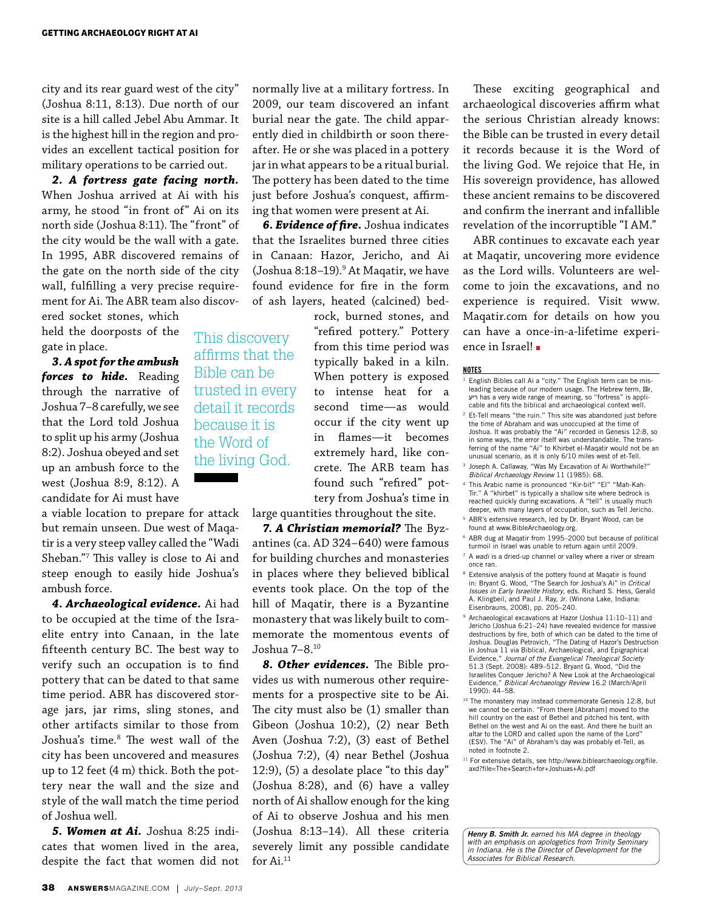city and its rear guard west of the city" (Joshua 8:11, 8:13). Due north of our site is a hill called Jebel Abu Ammar. It is the highest hill in the region and provides an excellent tactical position for military operations to be carried out.

***2. A fortress gate facing north.*** When Joshua arrived at Ai with his army, he stood "in front of" Ai on its north side (Joshua 8:11). The "front" of the city would be the wall with a gate. In 1995, ABR discovered remains of the gate on the north side of the city wall, fulfilling a very precise requirement for Ai. The ABR team also discovered socket stones, which held the doorposts of the gate in place.

***3. A spot for the ambush forces to hide.*** Reading through the narrative of Joshua 7–8 carefully, we see that the Lord told Joshua to split up his army (Joshua 8:2). Joshua obeyed and set up an ambush force to the west (Joshua 8:9, 8:12). A candidate for Ai must have a viable location to prepare for attack but remain unseen. Due west of Maqatir is a very steep valley called the "Wadi Sheban."[7] This valley is close to Ai and steep enough to easily hide Joshua's ambush force.

***4. Archaeological evidence.*** Ai had to be occupied at the time of the Israelite entry into Canaan, in the late fifteenth century BC. The best way to verify such an occupation is to find pottery that can be dated to that same time period. ABR has discovered storage jars, jar rims, sling stones, and other artifacts similar to those from Joshua's time.[8] The west wall of the city has been uncovered and measures up to 12 feet (4 m) thick. Both the pottery near the wall and the size and style of the wall match the time period of Joshua well.

***5. Women at Ai.*** Joshua 8:25 indicates that women lived in the area, despite the fact that women did not normally live at a military fortress. In 2009, our team discovered an infant burial near the gate. The child apparently died in childbirth or soon thereafter. He or she was placed in a pottery jar in what appears to be a ritual burial. The pottery has been dated to the time just before Joshua's conquest, affirming that women were present at Ai.

***6. Evidence of fire.*** Joshua indicates that the Israelites burned three cities in Canaan: Hazor, Jericho, and Ai (Joshua 8:18–19).[9] At Maqatir, we have found evidence for fire in the form of ash layers, heated (calcined) bedrock, burned stones, and "refired pottery." Pottery from this time period was typically baked in a kiln. When pottery is exposed to intense heat for a second time—as would occur if the city went up in flames—it becomes extremely hard, like concrete. The ARB team has found such "refired" pottery from Joshua's time in large quantities throughout the site.

This discovery affirms that the Bible can be trusted in every detail it records because it is the Word of the living God.

***7. A Christian memorial?*** The Byzantines (ca. AD 324–640) were famous for building churches and monasteries in places where they believed biblical events took place. On the top of the hill of Maqatir, there is a Byzantine monastery that was likely built to commemorate the momentous events of Joshua 7–8.[10]

***8. Other evidences.*** The Bible provides us with numerous other requirements for a prospective site to be Ai. The city must also be (1) smaller than Gibeon (Joshua 10:2), (2) near Beth Aven (Joshua 7:2), (3) east of Bethel (Joshua 7:2), (4) near Bethel (Joshua 12:9), (5) a desolate place "to this day" (Joshua 8:28), and (6) have a valley north of Ai shallow enough for the king of Ai to observe Joshua and his men (Joshua 8:13–14). All these criteria severely limit any possible candidate for Ai.[11]

These exciting geographical and archaeological discoveries affirm what the serious Christian already knows: the Bible can be trusted in every detail it records because it is the Word of the living God. We rejoice that He, in His sovereign providence, has allowed these ancient remains to be discovered and confirm the inerrant and infallible revelation of the incorruptible "I AM."

ABR continues to excavate each year at Maqatir, uncovering more evidence as the Lord wills. Volunteers are welcome to join the excavations, and no experience is required. Visit www.Maqatir.com for details on how you can have a once-in-a-lifetime experience in Israel!

### NOTES

1. English Bibles call Ai a "city." The English term can be misleading because of our modern usage. The Hebrew term, ʿîr, עיר has a very wide range of meaning, so "fortress" is applicable and fits the biblical and archaeological context well.
2. Et-Tell means "the ruin." This site was abandoned just before the time of Abraham and was unoccupied at the time of Joshua. It was probably the "Ai" recorded in Genesis 12:8, so in some ways, the error itself was understandable. The transferring of the name "Ai" to Khirbet el-Maqatir would not be an unusual scenario, as it is only 6/10 miles west of et-Tell.
3. Joseph A. Callaway, "Was My Excavation of Ai Worthwhile?" *Biblical Archaeology Review* 11 (1985): 68.
4. This Arabic name is pronounced "Kir-bit" "El" "Mah-Kah-Tir." A "khirbet" is typically a shallow site where bedrock is reached quickly during excavations. A "tell" is usually much deeper, with many layers of occupation, such as Tell Jericho.
5. ABR's extensive research, led by Dr. Bryant Wood, can be found at www.BibleArchaeology.org.
6. ABR dug at Maqatir from 1995–2000 but because of political turmoil in Israel was unable to return again until 2009.
7. A *wadi* is a dried-up channel or valley where a river or stream once ran.
8. Extensive analysis of the pottery found at Maqatir is found in: Bryant G. Wood, "The Search for Joshua's Ai" in *Critical Issues in Early Israelite History*, eds. Richard S. Hess, Gerald A. Klingbeil, and Paul J. Ray, Jr. (Winona Lake, Indiana: Eisenbrauns, 2008), pp. 205–240.
9. Archaeological excavations at Hazor (Joshua 11:10–11) and Jericho (Joshua 6:21–24) have revealed evidence for massive destructions by fire, both of which can be dated to the time of Joshua. Douglas Petrovich, "The Dating of Hazor's Destruction in Joshua 11 via Biblical, Archaeological, and Epigraphical Evidence," *Journal of the Evangelical Theological Society* 51.3 (Sept. 2008): 489–512. Bryant G. Wood, "Did the Israelites Conquer Jericho? A New Look at the Archaeological Evidence," *Biblical Archaeology Review* 16.2 (March/April 1990): 44–58.
10. The monastery may instead commemorate Genesis 12:8, but we cannot be certain. "From there [Abraham] moved to the hill country on the east of Bethel and pitched his tent, with Bethel on the west and Ai on the east. And there he built an altar to the LORD and called upon the name of the Lord" (ESV). The "Ai" of Abraham's day was probably et-Tell, as noted in footnote 2.
11. For extensive details, see http://www.biblearchaeology.org/file.axd?file=The+Search+for+Joshuas+Ai.pdf

***Henry B. Smith Jr.*** *earned his MA degree in theology with an emphasis on apologetics from Trinity Seminary in Indiana. He is the Director of Development for the Associates for Biblical Research.*